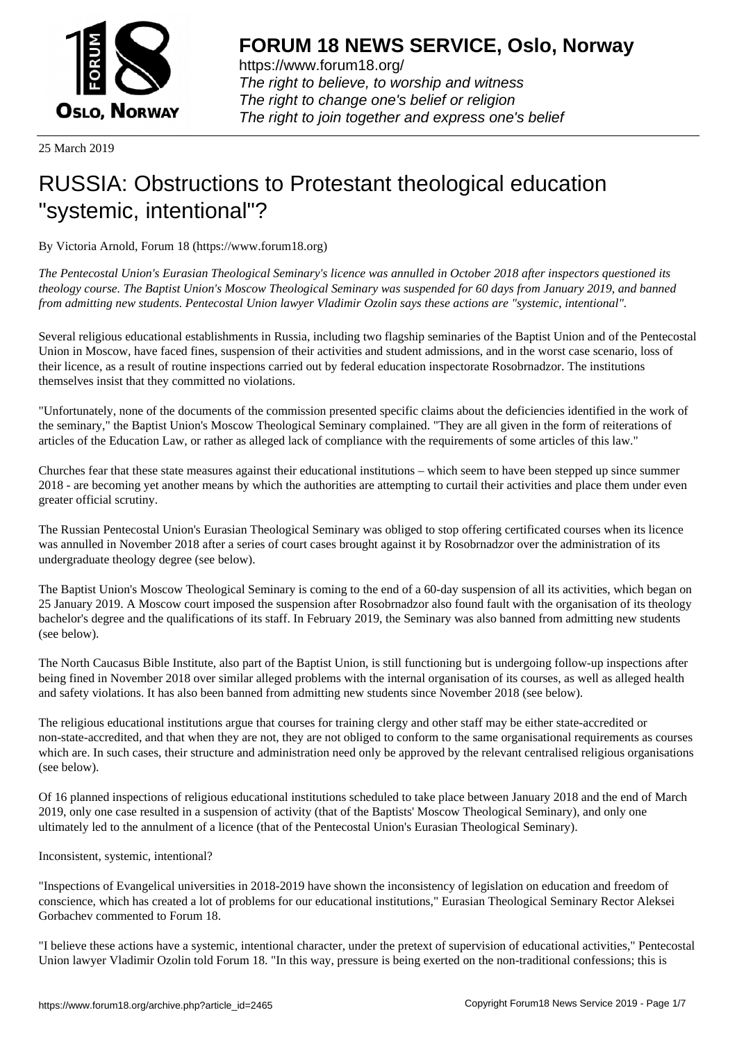25 March 2019

# RUSSIA: Obstructions to Protestant theological education "systemic, intentional"?

By Victoria Arnold, Forum 18 (https://www.forum18.org)

*The Pentecostal Union's Eurasian Theological Seminary's licence was annulled in October 2018 after inspectors questioned its theology course. The Baptist Union's Moscow Theological Seminary was suspended for 60 days from January 2019, and banned from admitting new students. Pentecostal Union lawyer Vladimir Ozolin says these actions are "systemic, intentional".*

Several religious educational establishments in Russia, including two flagship seminaries of the Baptist Union and of the Pentecostal Union in Moscow, have faced fines, suspension of their activities and student admissions, and in the worst case scenario, loss of their licence, as a result of routine inspections carried out by federal education inspectorate Rosobrnadzor. The institutions themselves insist that they committed no violations.

"Unfortunately, none of the documents of the commission presented specific claims about the deficiencies identified in the work of the seminary," the Baptist Union's Moscow Theological Seminary complained. "They are all given in the form of reiterations of articles of the Education Law, or rather as alleged lack of compliance with the requirements of some articles of this law."

Churches fear that these state measures against their educational institutions – which seem to have been stepped up since summer 2018 - are becoming yet another means by which the authorities are attempting to curtail their activities and place them under even greater official scrutiny.

The Russian Pentecostal Union's Eurasian Theological Seminary was obliged to stop offering certificated courses when its licence was annulled in November 2018 after a series of court cases brought against it by Rosobrnadzor over the administration of its undergraduate theology degree (see below).

The Baptist Union's Moscow Theological Seminary is coming to the end of a 60-day suspension of all its activities, which began on 25 January 2019. A Moscow court imposed the suspension after Rosobrnadzor also found fault with the organisation of its theology bachelor's degree and the qualifications of its staff. In February 2019, the Seminary was also banned from admitting new students (see below).

The North Caucasus Bible Institute, also part of the Baptist Union, is still functioning but is undergoing follow-up inspections after being fined in November 2018 over similar alleged problems with the internal organisation of its courses, as well as alleged health and safety violations. It has also been banned from admitting new students since November 2018 (see below).

The religious educational institutions argue that courses for training clergy and other staff may be either state-accredited or non-state-accredited, and that when they are not, they are not obliged to conform to the same organisational requirements as courses which are. In such cases, their structure and administration need only be approved by the relevant centralised religious organisations (see below).

Of 16 planned inspections of religious educational institutions scheduled to take place between January 2018 and the end of March 2019, only one case resulted in a suspension of activity (that of the Baptists' Moscow Theological Seminary), and only one ultimately led to the annulment of a licence (that of the Pentecostal Union's Eurasian Theological Seminary).

Inconsistent, systemic, intentional?

"Inspections of Evangelical universities in 2018-2019 have shown the inconsistency of legislation on education and freedom of conscience, which has created a lot of problems for our educational institutions," Eurasian Theological Seminary Rector Aleksei Gorbachev commented to Forum 18.

"I believe these actions have a systemic, intentional character, under the pretext of supervision of educational activities," Pentecostal Union lawyer Vladimir Ozolin told Forum 18. "In this way, pressure is being exerted on the non-traditional confessions; this is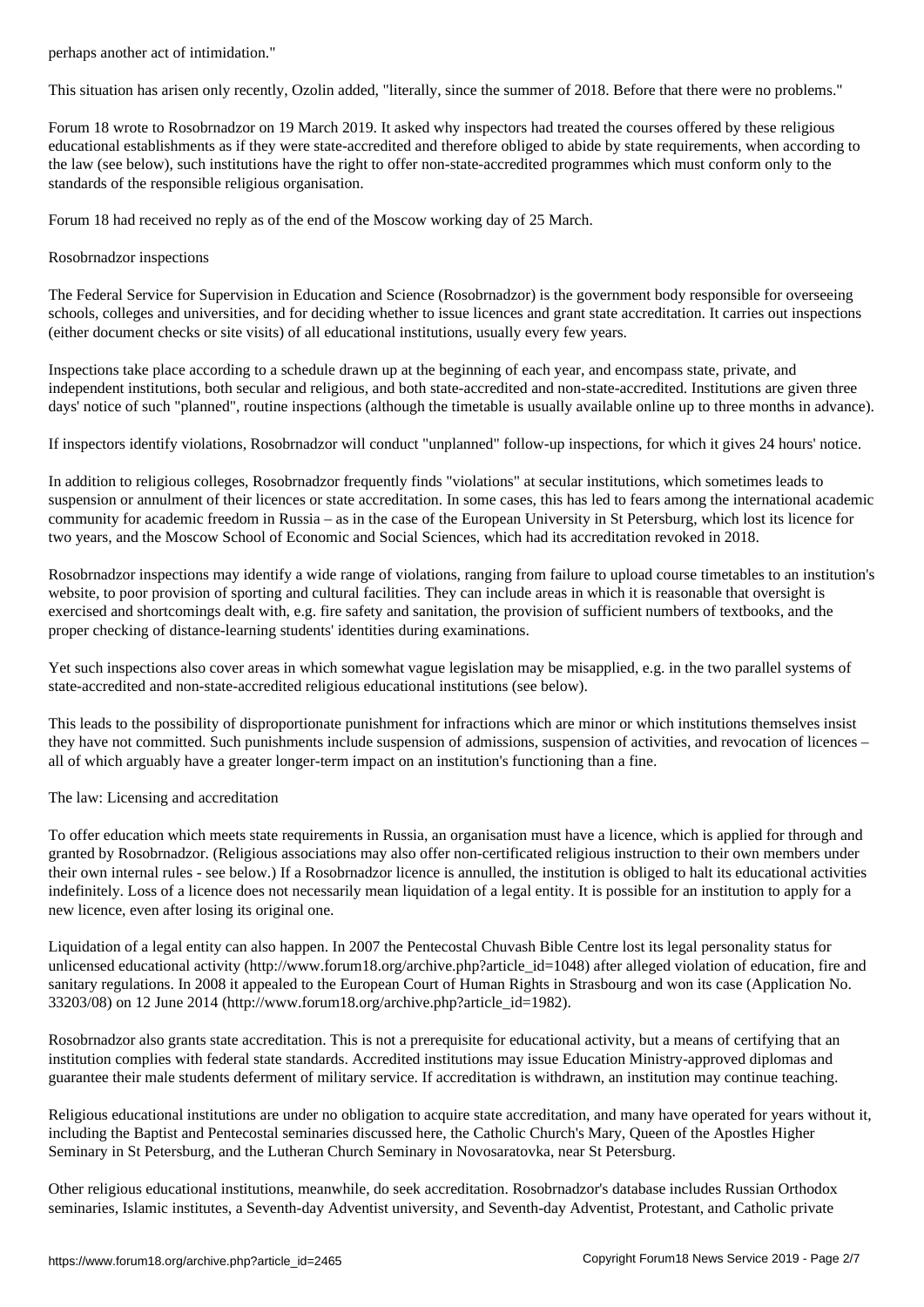perhaps another act of intimidation."

This situation has arisen only recently, Ozolin added, "literally, since the summer of 2018. Before that there were no problems."

Forum 18 wrote to Rosobrnadzor on 19 March 2019. It asked why inspectors had treated the courses offered by these religious educational establishments as if they were state-accredited and therefore obliged to abide by state requirements, when according to the law (see below), such institutions have the right to offer non-state-accredited programmes which must conform only to the standards of the responsible religious organisation.

Forum 18 had received no reply as of the end of the Moscow working day of 25 March.

## Rosobrnadzor inspections

The Federal Service for Supervision in Education and Science (Rosobrnadzor) is the government body responsible for overseeing schools, colleges and universities, and for deciding whether to issue licences and grant state accreditation. It carries out inspections (either document checks or site visits) of all educational institutions, usually every few years.

Inspections take place according to a schedule drawn up at the beginning of each year, and encompass state, private, and independent institutions, both secular and religious, and both state-accredited and non-state-accredited. Institutions are given three days' notice of such "planned", routine inspections (although the timetable is usually available online up to three months in advance).

If inspectors identify violations, Rosobrnadzor will conduct "unplanned" follow-up inspections, for which it gives 24 hours' notice.

In addition to religious colleges, Rosobrnadzor frequently finds "violations" at secular institutions, which sometimes leads to suspension or annulment of their licences or state accreditation. In some cases, this has led to fears among the international academic community for academic freedom in Russia – as in the case of the European University in St Petersburg, which lost its licence for two years, and the Moscow School of Economic and Social Sciences, which had its accreditation revoked in 2018.

Rosobrnadzor inspections may identify a wide range of violations, ranging from failure to upload course timetables to an institution's website, to poor provision of sporting and cultural facilities. They can include areas in which it is reasonable that oversight is exercised and shortcomings dealt with, e.g. fire safety and sanitation, the provision of sufficient numbers of textbooks, and the proper checking of distance-learning students' identities during examinations.

Yet such inspections also cover areas in which somewhat vague legislation may be misapplied, e.g. in the two parallel systems of state-accredited and non-state-accredited religious educational institutions (see below).

This leads to the possibility of disproportionate punishment for infractions which are minor or which institutions themselves insist they have not committed. Such punishments include suspension of admissions, suspension of activities, and revocation of licences – all of which arguably have a greater longer-term impact on an institution's functioning than a fine.

## The law: Licensing and accreditation

To offer education which meets state requirements in Russia, an organisation must have a licence, which is applied for through and granted by Rosobrnadzor. (Religious associations may also offer non-certificated religious instruction to their own members under their own internal rules - see below.) If a Rosobrnadzor licence is annulled, the institution is obliged to halt its educational activities indefinitely. Loss of a licence does not necessarily mean liquidation of a legal entity. It is possible for an institution to apply for a new licence, even after losing its original one.

Liquidation of a legal entity can also happen. In 2007 the Pentecostal Chuvash Bible Centre lost its legal personality status for unlicensed educational activity (http://www.forum18.org/archive.php?article_id=1048) after alleged violation of education, fire and sanitary regulations. In 2008 it appealed to the European Court of Human Rights in Strasbourg and won its case (Application No. 33203/08) on 12 June 2014 (http://www.forum18.org/archive.php?article_id=1982).

Rosobrnadzor also grants state accreditation. This is not a prerequisite for educational activity, but a means of certifying that an institution complies with federal state standards. Accredited institutions may issue Education Ministry-approved diplomas and guarantee their male students deferment of military service. If accreditation is withdrawn, an institution may continue teaching.

Religious educational institutions are under no obligation to acquire state accreditation, and many have operated for years without it, including the Baptist and Pentecostal seminaries discussed here, the Catholic Church's Mary, Queen of the Apostles Higher Seminary in St Petersburg, and the Lutheran Church Seminary in Novosaratovka, near St Petersburg.

Other religious educational institutions, meanwhile, do seek accreditation. Rosobrnadzor's database includes Russian Orthodox seminaries, Islamic institutes, a Seventh-day Adventist university, and Seventh-day Adventist, Protestant, and Catholic private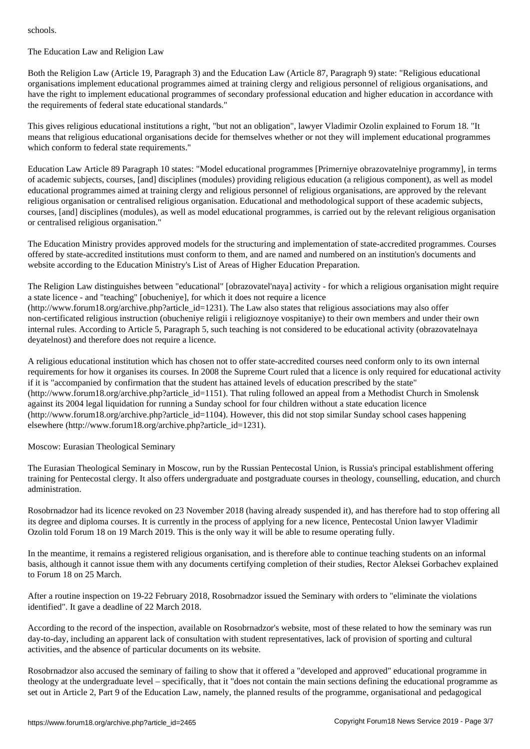schools.

## The Education Law and Religion Law

Both the Religion Law (Article 19, Paragraph 3) and the Education Law (Article 87, Paragraph 9) state: "Religious educational organisations implement educational programmes aimed at training clergy and religious personnel of religious organisations, and have the right to implement educational programmes of secondary professional education and higher education in accordance with the requirements of federal state educational standards."

This gives religious educational institutions a right, "but not an obligation", lawyer Vladimir Ozolin explained to Forum 18. "It means that religious educational organisations decide for themselves whether or not they will implement educational programmes which conform to federal state requirements."

Education Law Article 89 Paragraph 10 states: "Model educational programmes [Primerniye obrazovatelniye programmy], in terms of academic subjects, courses, [and] disciplines (modules) providing religious education (a religious component), as well as model educational programmes aimed at training clergy and religious personnel of religious organisations, are approved by the relevant religious organisation or centralised religious organisation. Educational and methodological support of these academic subjects, courses, [and] disciplines (modules), as well as model educational programmes, is carried out by the relevant religious organisation or centralised religious organisation."

The Education Ministry provides approved models for the structuring and implementation of state-accredited programmes. Courses offered by state-accredited institutions must conform to them, and are named and numbered on an institution's documents and website according to the Education Ministry's List of Areas of Higher Education Preparation.

The Religion Law distinguishes between "educational" [obrazovatel'naya] activity - for which a religious organisation might require a state licence - and "teaching" [obucheniye], for which it does not require a licence (http://www.forum18.org/archive.php?article_id=1231). The Law also states that religious associations may also offer non-certificated religious instruction (obucheniye religii i religioznoye vospitaniye) to their own members and under their own internal rules. According to Article 5, Paragraph 5, such teaching is not considered to be educational activity (obrazovatelnaya deyatelnost) and therefore does not require a licence.

A religious educational institution which has chosen not to offer state-accredited courses need conform only to its own internal requirements for how it organises its courses. In 2008 the Supreme Court ruled that a licence is only required for educational activity if it is "accompanied by confirmation that the student has attained levels of education prescribed by the state" (http://www.forum18.org/archive.php?article_id=1151). That ruling followed an appeal from a Methodist Church in Smolensk against its 2004 legal liquidation for running a Sunday school for four children without a state education licence (http://www.forum18.org/archive.php?article_id=1104). However, this did not stop similar Sunday school cases happening elsewhere (http://www.forum18.org/archive.php?article_id=1231).

## Moscow: Eurasian Theological Seminary

The Eurasian Theological Seminary in Moscow, run by the Russian Pentecostal Union, is Russia's principal establishment offering training for Pentecostal clergy. It also offers undergraduate and postgraduate courses in theology, counselling, education, and church administration.

Rosobrnadzor had its licence revoked on 23 November 2018 (having already suspended it), and has therefore had to stop offering all its degree and diploma courses. It is currently in the process of applying for a new licence, Pentecostal Union lawyer Vladimir Ozolin told Forum 18 on 19 March 2019. This is the only way it will be able to resume operating fully.

In the meantime, it remains a registered religious organisation, and is therefore able to continue teaching students on an informal basis, although it cannot issue them with any documents certifying completion of their studies, Rector Aleksei Gorbachev explained to Forum 18 on 25 March.

After a routine inspection on 19-22 February 2018, Rosobrnadzor issued the Seminary with orders to "eliminate the violations identified". It gave a deadline of 22 March 2018.

According to the record of the inspection, available on Rosobrnadzor's website, most of these related to how the seminary was run day-to-day, including an apparent lack of consultation with student representatives, lack of provision of sporting and cultural activities, and the absence of particular documents on its website.

Rosobrnadzor also accused the seminary of failing to show that it offered a "developed and approved" educational programme in theology at the undergraduate level – specifically, that it "does not contain the main sections defining the educational programme as set out in Article 2, Part 9 of the Education Law, namely, the planned results of the programme, organisational and pedagogical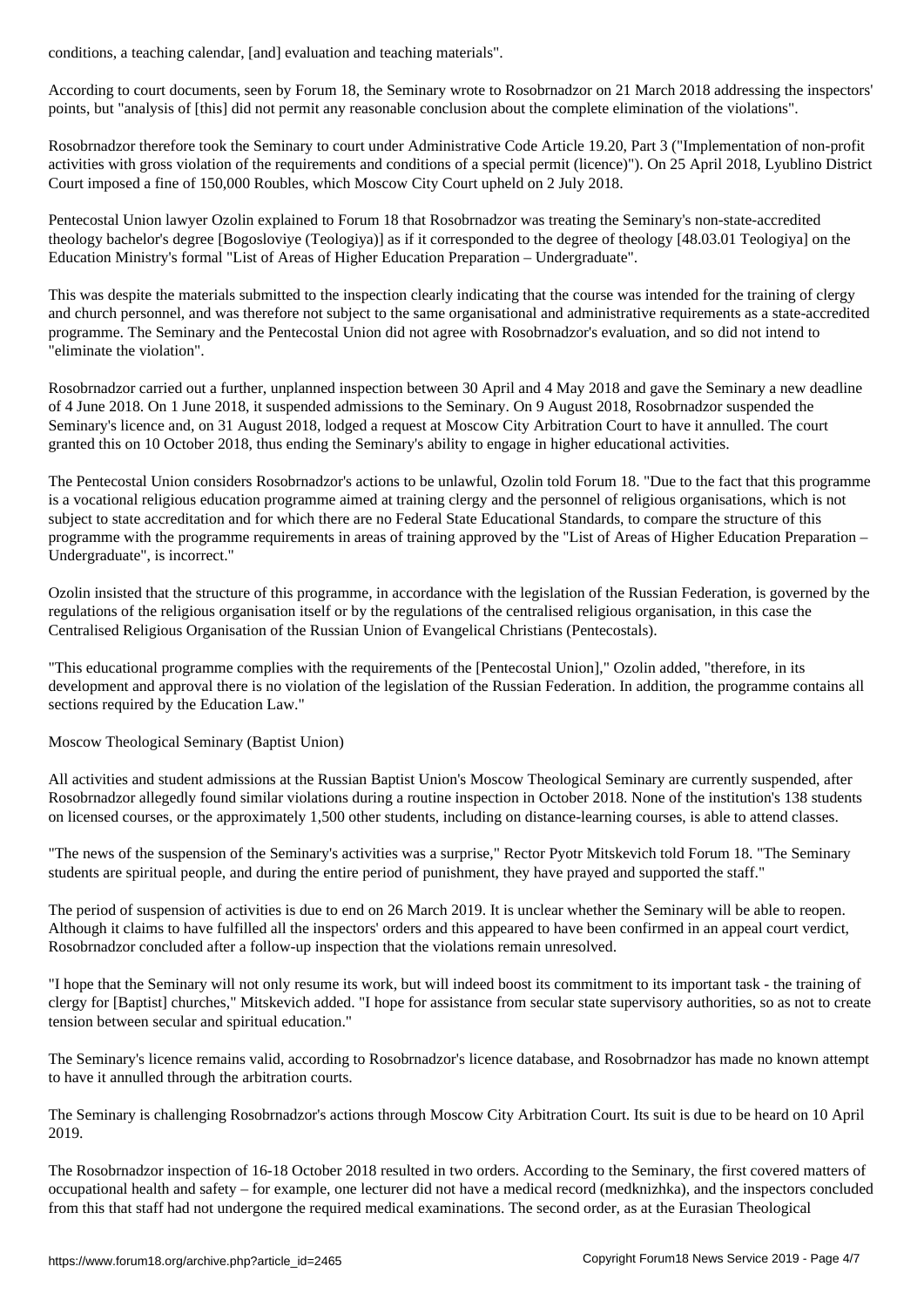conditions, a teaching calendar, [and] evaluation and teaching materials".

According to court documents, seen by Forum 18, the Seminary wrote to Rosobrnadzor on 21 March 2018 addressing the inspectors' points, but "analysis of [this] did not permit any reasonable conclusion about the complete elimination of the violations".

Rosobrnadzor therefore took the Seminary to court under Administrative Code Article 19.20, Part 3 ("Implementation of non-profit activities with gross violation of the requirements and conditions of a special permit (licence)"). On 25 April 2018, Lyublino District Court imposed a fine of 150,000 Roubles, which Moscow City Court upheld on 2 July 2018.

Pentecostal Union lawyer Ozolin explained to Forum 18 that Rosobrnadzor was treating the Seminary's non-state-accredited theology bachelor's degree [Bogosloviye (Teologiya)] as if it corresponded to the degree of theology [48.03.01 Teologiya] on the Education Ministry's formal "List of Areas of Higher Education Preparation – Undergraduate".

This was despite the materials submitted to the inspection clearly indicating that the course was intended for the training of clergy and church personnel, and was therefore not subject to the same organisational and administrative requirements as a state-accredited programme. The Seminary and the Pentecostal Union did not agree with Rosobrnadzor's evaluation, and so did not intend to "eliminate the violation".

Rosobrnadzor carried out a further, unplanned inspection between 30 April and 4 May 2018 and gave the Seminary a new deadline of 4 June 2018. On 1 June 2018, it suspended admissions to the Seminary. On 9 August 2018, Rosobrnadzor suspended the Seminary's licence and, on 31 August 2018, lodged a request at Moscow City Arbitration Court to have it annulled. The court granted this on 10 October 2018, thus ending the Seminary's ability to engage in higher educational activities.

The Pentecostal Union considers Rosobrnadzor's actions to be unlawful, Ozolin told Forum 18. "Due to the fact that this programme is a vocational religious education programme aimed at training clergy and the personnel of religious organisations, which is not subject to state accreditation and for which there are no Federal State Educational Standards, to compare the structure of this programme with the programme requirements in areas of training approved by the "List of Areas of Higher Education Preparation – Undergraduate", is incorrect."

Ozolin insisted that the structure of this programme, in accordance with the legislation of the Russian Federation, is governed by the regulations of the religious organisation itself or by the regulations of the centralised religious organisation, in this case the Centralised Religious Organisation of the Russian Union of Evangelical Christians (Pentecostals).

"This educational programme complies with the requirements of the [Pentecostal Union]," Ozolin added, "therefore, in its development and approval there is no violation of the legislation of the Russian Federation. In addition, the programme contains all sections required by the Education Law."

## Moscow Theological Seminary (Baptist Union)

All activities and student admissions at the Russian Baptist Union's Moscow Theological Seminary are currently suspended, after Rosobrnadzor allegedly found similar violations during a routine inspection in October 2018. None of the institution's 138 students on licensed courses, or the approximately 1,500 other students, including on distance-learning courses, is able to attend classes.

"The news of the suspension of the Seminary's activities was a surprise," Rector Pyotr Mitskevich told Forum 18. "The Seminary students are spiritual people, and during the entire period of punishment, they have prayed and supported the staff."

The period of suspension of activities is due to end on 26 March 2019. It is unclear whether the Seminary will be able to reopen. Although it claims to have fulfilled all the inspectors' orders and this appeared to have been confirmed in an appeal court verdict, Rosobrnadzor concluded after a follow-up inspection that the violations remain unresolved.

"I hope that the Seminary will not only resume its work, but will indeed boost its commitment to its important task - the training of clergy for [Baptist] churches," Mitskevich added. "I hope for assistance from secular state supervisory authorities, so as not to create tension between secular and spiritual education."

The Seminary's licence remains valid, according to Rosobrnadzor's licence database, and Rosobrnadzor has made no known attempt to have it annulled through the arbitration courts.

The Seminary is challenging Rosobrnadzor's actions through Moscow City Arbitration Court. Its suit is due to be heard on 10 April 2019.

The Rosobrnadzor inspection of 16-18 October 2018 resulted in two orders. According to the Seminary, the first covered matters of occupational health and safety – for example, one lecturer did not have a medical record (medknizhka), and the inspectors concluded from this that staff had not undergone the required medical examinations. The second order, as at the Eurasian Theological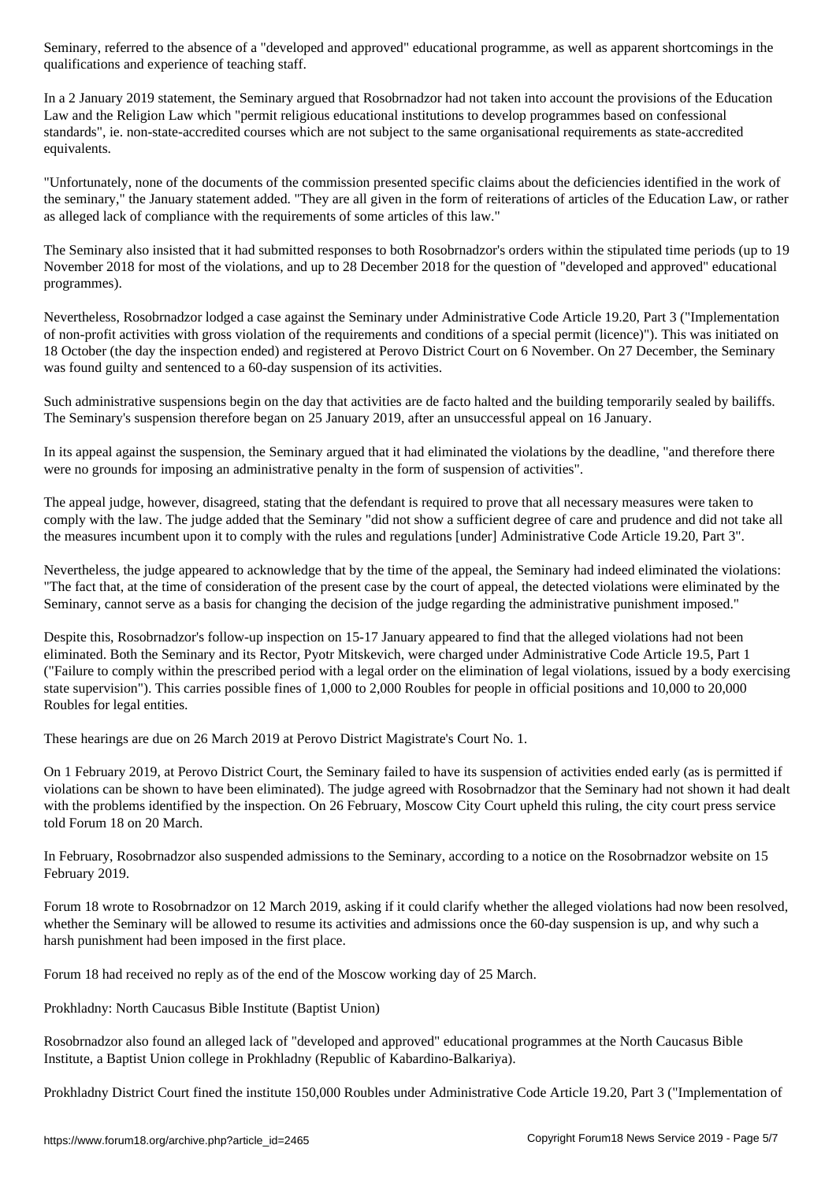Seminary, referred to the absence of a "developed and approved" educational programme, as well as apparent shortcomings in the qualifications and experience of teaching staff.

In a 2 January 2019 statement, the Seminary argued that Rosobrnadzor had not taken into account the provisions of the Education Law and the Religion Law which "permit religious educational institutions to develop programmes based on confessional standards", ie. non-state-accredited courses which are not subject to the same organisational requirements as state-accredited equivalents.

"Unfortunately, none of the documents of the commission presented specific claims about the deficiencies identified in the work of the seminary," the January statement added. "They are all given in the form of reiterations of articles of the Education Law, or rather as alleged lack of compliance with the requirements of some articles of this law."

The Seminary also insisted that it had submitted responses to both Rosobrnadzor's orders within the stipulated time periods (up to 19 November 2018 for most of the violations, and up to 28 December 2018 for the question of "developed and approved" educational programmes).

Nevertheless, Rosobrnadzor lodged a case against the Seminary under Administrative Code Article 19.20, Part 3 ("Implementation of non-profit activities with gross violation of the requirements and conditions of a special permit (licence)"). This was initiated on 18 October (the day the inspection ended) and registered at Perovo District Court on 6 November. On 27 December, the Seminary was found guilty and sentenced to a 60-day suspension of its activities.

Such administrative suspensions begin on the day that activities are de facto halted and the building temporarily sealed by bailiffs. The Seminary's suspension therefore began on 25 January 2019, after an unsuccessful appeal on 16 January.

In its appeal against the suspension, the Seminary argued that it had eliminated the violations by the deadline, "and therefore there were no grounds for imposing an administrative penalty in the form of suspension of activities".

The appeal judge, however, disagreed, stating that the defendant is required to prove that all necessary measures were taken to comply with the law. The judge added that the Seminary "did not show a sufficient degree of care and prudence and did not take all the measures incumbent upon it to comply with the rules and regulations [under] Administrative Code Article 19.20, Part 3".

Nevertheless, the judge appeared to acknowledge that by the time of the appeal, the Seminary had indeed eliminated the violations: "The fact that, at the time of consideration of the present case by the court of appeal, the detected violations were eliminated by the Seminary, cannot serve as a basis for changing the decision of the judge regarding the administrative punishment imposed."

Despite this, Rosobrnadzor's follow-up inspection on 15-17 January appeared to find that the alleged violations had not been eliminated. Both the Seminary and its Rector, Pyotr Mitskevich, were charged under Administrative Code Article 19.5, Part 1 ("Failure to comply within the prescribed period with a legal order on the elimination of legal violations, issued by a body exercising state supervision"). This carries possible fines of 1,000 to 2,000 Roubles for people in official positions and 10,000 to 20,000 Roubles for legal entities.

These hearings are due on 26 March 2019 at Perovo District Magistrate's Court No. 1.

On 1 February 2019, at Perovo District Court, the Seminary failed to have its suspension of activities ended early (as is permitted if violations can be shown to have been eliminated). The judge agreed with Rosobrnadzor that the Seminary had not shown it had dealt with the problems identified by the inspection. On 26 February, Moscow City Court upheld this ruling, the city court press service told Forum 18 on 20 March.

In February, Rosobrnadzor also suspended admissions to the Seminary, according to a notice on the Rosobrnadzor website on 15 February 2019.

Forum 18 wrote to Rosobrnadzor on 12 March 2019, asking if it could clarify whether the alleged violations had now been resolved, whether the Seminary will be allowed to resume its activities and admissions once the 60-day suspension is up, and why such a harsh punishment had been imposed in the first place.

Forum 18 had received no reply as of the end of the Moscow working day of 25 March.

## Prokhladny: North Caucasus Bible Institute (Baptist Union)

Rosobrnadzor also found an alleged lack of "developed and approved" educational programmes at the North Caucasus Bible Institute, a Baptist Union college in Prokhladny (Republic of Kabardino-Balkariya).

Prokhladny District Court fined the institute 150,000 Roubles under Administrative Code Article 19.20, Part 3 ("Implementation of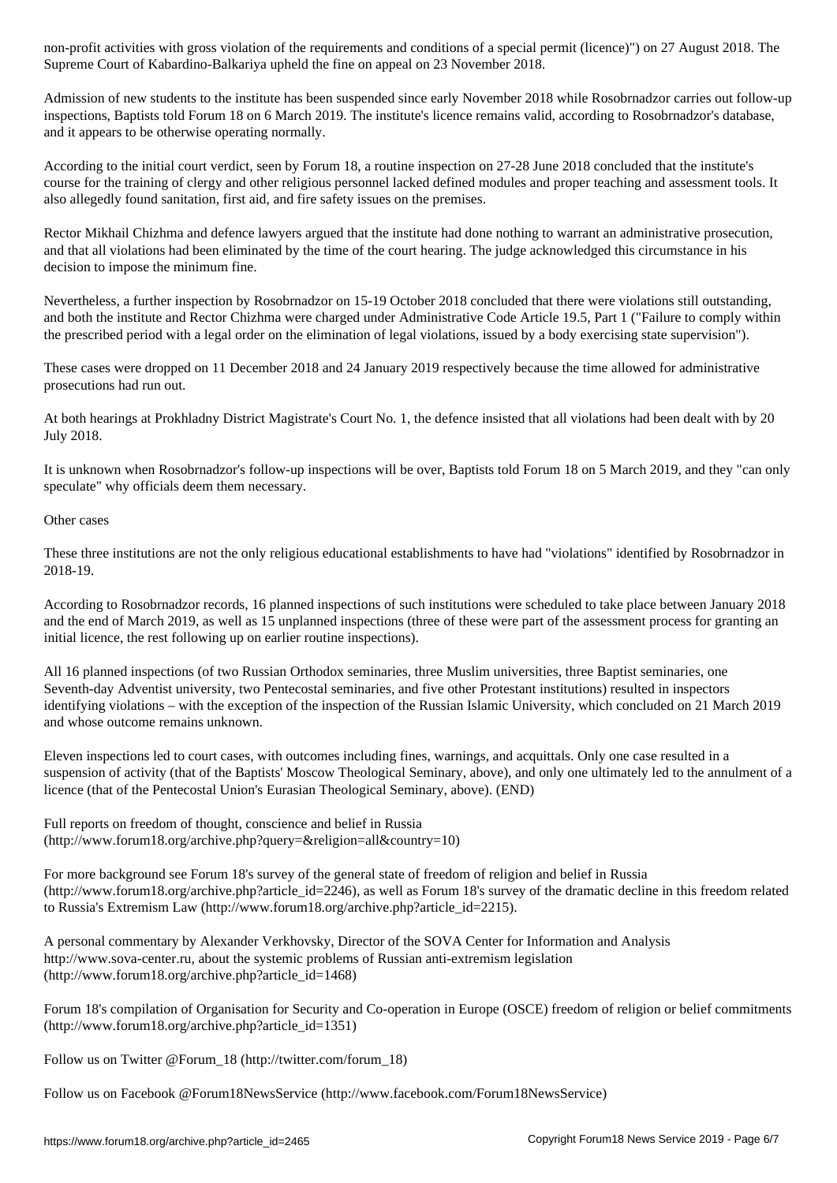non-profit activities with gross violation of the requirements and conditions of a special permit (licence)") on 27 August 2018. The Supreme Court of Kabardino-Balkariya upheld the fine on appeal on 23 November 2018.

Admission of new students to the institute has been suspended since early November 2018 while Rosobrnadzor carries out follow-up inspections, Baptists told Forum 18 on 6 March 2019. The institute's licence remains valid, according to Rosobrnadzor's database, and it appears to be otherwise operating normally.

According to the initial court verdict, seen by Forum 18, a routine inspection on 27-28 June 2018 concluded that the institute's course for the training of clergy and other religious personnel lacked defined modules and proper teaching and assessment tools. It also allegedly found sanitation, first aid, and fire safety issues on the premises.

Rector Mikhail Chizhma and defence lawyers argued that the institute had done nothing to warrant an administrative prosecution, and that all violations had been eliminated by the time of the court hearing. The judge acknowledged this circumstance in his decision to impose the minimum fine.

Nevertheless, a further inspection by Rosobrnadzor on 15-19 October 2018 concluded that there were violations still outstanding, and both the institute and Rector Chizhma were charged under Administrative Code Article 19.5, Part 1 ("Failure to comply within the prescribed period with a legal order on the elimination of legal violations, issued by a body exercising state supervision").

These cases were dropped on 11 December 2018 and 24 January 2019 respectively because the time allowed for administrative prosecutions had run out.

At both hearings at Prokhladny District Magistrate's Court No. 1, the defence insisted that all violations had been dealt with by 20 July 2018.

It is unknown when Rosobrnadzor's follow-up inspections will be over, Baptists told Forum 18 on 5 March 2019, and they "can only speculate" why officials deem them necessary.

Other cases

These three institutions are not the only religious educational establishments to have had "violations" identified by Rosobrnadzor in 2018-19.

According to Rosobrnadzor records, 16 planned inspections of such institutions were scheduled to take place between January 2018 and the end of March 2019, as well as 15 unplanned inspections (three of these were part of the assessment process for granting an initial licence, the rest following up on earlier routine inspections).

All 16 planned inspections (of two Russian Orthodox seminaries, three Muslim universities, three Baptist seminaries, one Seventh-day Adventist university, two Pentecostal seminaries, and five other Protestant institutions) resulted in inspectors identifying violations – with the exception of the inspection of the Russian Islamic University, which concluded on 21 March 2019 and whose outcome remains unknown.

Eleven inspections led to court cases, with outcomes including fines, warnings, and acquittals. Only one case resulted in a suspension of activity (that of the Baptists' Moscow Theological Seminary, above), and only one ultimately led to the annulment of a licence (that of the Pentecostal Union's Eurasian Theological Seminary, above). (END)

Full reports on freedom of thought, conscience and belief in Russia (http://www.forum18.org/archive.php?query=&religion=all&country=10)

For more background see Forum 18's survey of the general state of freedom of religion and belief in Russia (http://www.forum18.org/archive.php?article_id=2246), as well as Forum 18's survey of the dramatic decline in this freedom related to Russia's Extremism Law (http://www.forum18.org/archive.php?article_id=2215).

A personal commentary by Alexander Verkhovsky, Director of the SOVA Center for Information and Analysis http://www.sova-center.ru, about the systemic problems of Russian anti-extremism legislation (http://www.forum18.org/archive.php?article_id=1468)

Forum 18's compilation of Organisation for Security and Co-operation in Europe (OSCE) freedom of religion or belief commitments (http://www.forum18.org/archive.php?article_id=1351)

Follow us on Twitter @Forum_18 (http://twitter.com/forum_18)

Follow us on Facebook @Forum18NewsService (http://www.facebook.com/Forum18NewsService)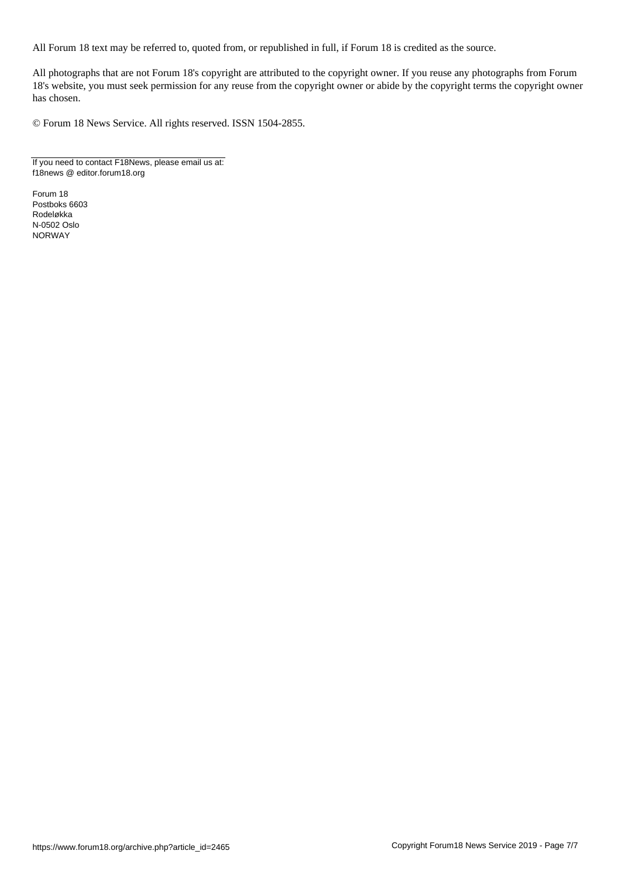All Forum 18 text may be referred to, quoted from, or republished in full, if Forum 18 is credited as the source.

All photographs that are not Forum 18's copyright are attributed to the copyright owner. If you reuse any photographs from Forum 18's website, you must seek permission for any reuse from the copyright owner or abide by the copyright terms the copyright owner has chosen.

© Forum 18 News Service. All rights reserved. ISSN 1504-2855.

---

If you need to contact F18News, please email us at:
f18news @ editor.forum18.org

Forum 18
Postboks 6603
Rodeløkka
N-0502 Oslo
NORWAY